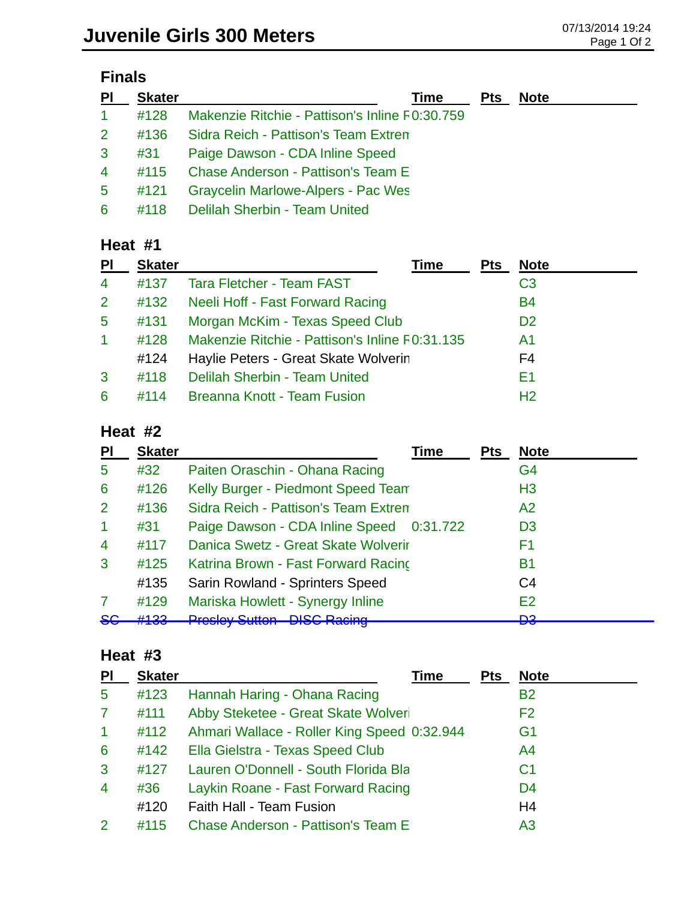# Juvenile Girls 300 Meters

07/13/2014 19:24

## Finals

| Pl | Skater | | Time | Pts | Note |
|---|---|---|---|---|---|
| 1 | #128 | Makenzie Ritchie - Pattison's Inline F | 0:30.759 | | |
| 2 | #136 | Sidra Reich - Pattison's Team Extren | | | |
| 3 | #31 | Paige Dawson - CDA Inline Speed | | | |
| 4 | #115 | Chase Anderson - Pattison's Team E | | | |
| 5 | #121 | Graycelin Marlowe-Alpers - Pac Wes | | | |
| 6 | #118 | Delilah Sherbin - Team United | | | |

## Heat #1

| Pl | Skater | | Time | Pts | Note |
|---|---|---|---|---|---|
| 4 | #137 | Tara Fletcher - Team FAST | | | C3 |
| 2 | #132 | Neeli Hoff - Fast Forward Racing | | | B4 |
| 5 | #131 | Morgan McKim - Texas Speed Club | | | D2 |
| 1 | #128 | Makenzie Ritchie - Pattison's Inline F | 0:31.135 | | A1 |
| | #124 | Haylie Peters - Great Skate Wolverin | | | F4 |
| 3 | #118 | Delilah Sherbin - Team United | | | E1 |
| 6 | #114 | Breanna Knott - Team Fusion | | | H2 |

## Heat #2

| Pl | Skater | | Time | Pts | Note |
|---|---|---|---|---|---|
| 5 | #32 | Paiten Oraschin - Ohana Racing | | | G4 |
| 6 | #126 | Kelly Burger - Piedmont Speed Team | | | H3 |
| 2 | #136 | Sidra Reich - Pattison's Team Extren | | | A2 |
| 1 | #31 | Paige Dawson - CDA Inline Speed | 0:31.722 | | D3 |
| 4 | #117 | Danica Swetz - Great Skate Wolverir | | | F1 |
| 3 | #125 | Katrina Brown - Fast Forward Racinç | | | B1 |
| | #135 | Sarin Rowland - Sprinters Speed | | | C4 |
| 7 | #129 | Mariska Howlett - Synergy Inline | | | E2 |
| ~~SC~~ | ~~#133~~ | ~~Presley Sutton - DISC Racing~~ | | | ~~D3~~ |

## Heat #3

| Pl | Skater | | Time | Pts | Note |
|---|---|---|---|---|---|
| 5 | #123 | Hannah Haring - Ohana Racing | | | B2 |
| 7 | #111 | Abby Steketee - Great Skate Wolveri | | | F2 |
| 1 | #112 | Ahmari Wallace - Roller King Speed | 0:32.944 | | G1 |
| 6 | #142 | Ella Gielstra - Texas Speed Club | | | A4 |
| 3 | #127 | Lauren O'Donnell - South Florida Bla | | | C1 |
| 4 | #36 | Laykin Roane - Fast Forward Racing | | | D4 |
| | #120 | Faith Hall - Team Fusion | | | H4 |
| 2 | #115 | Chase Anderson - Pattison's Team E | | | A3 |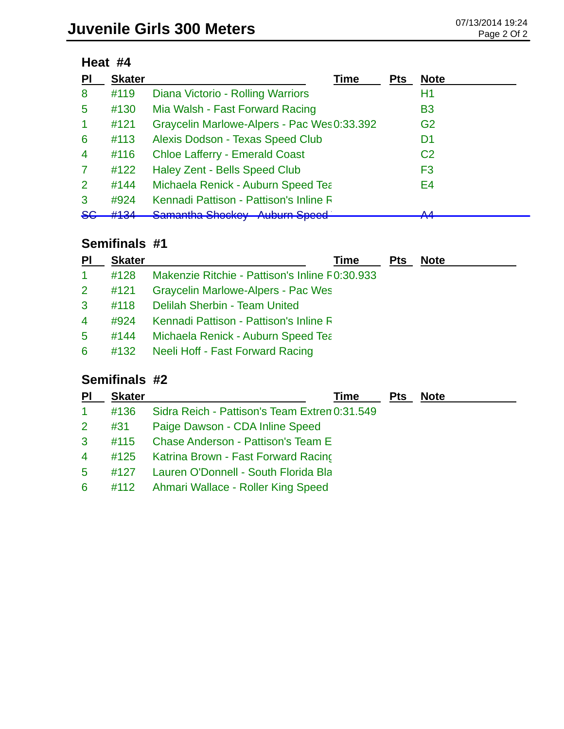# Juvenile Girls 300 Meters

## Heat #4

| Pl | Skater | | Time | Pts | Note |
| --- | --- | --- | --- | --- | --- |
| 8 | #119 | Diana Victorio - Rolling Warriors | | | H1 |
| 5 | #130 | Mia Walsh - Fast Forward Racing | | | B3 |
| 1 | #121 | Graycelin Marlowe-Alpers - Pac Wes | 0:33.392 | | G2 |
| 6 | #113 | Alexis Dodson - Texas Speed Club | | | D1 |
| 4 | #116 | Chloe Lafferty - Emerald Coast | | | C2 |
| 7 | #122 | Haley Zent - Bells Speed Club | | | F3 |
| 2 | #144 | Michaela Renick - Auburn Speed Tea | | | E4 |
| 3 | #924 | Kennadi Pattison - Pattison's Inline F | | | |
| ~~SC~~ | ~~#134~~ | ~~Samantha Shockey - Auburn Speed~~ | | | ~~A4~~ |

## Semifinals #1

| Pl | Skater | | Time | Pts | Note |
| --- | --- | --- | --- | --- | --- |
| 1 | #128 | Makenzie Ritchie - Pattison's Inline F | 0:30.933 | | |
| 2 | #121 | Graycelin Marlowe-Alpers - Pac Wes | | | |
| 3 | #118 | Delilah Sherbin - Team United | | | |
| 4 | #924 | Kennadi Pattison - Pattison's Inline F | | | |
| 5 | #144 | Michaela Renick - Auburn Speed Tea | | | |
| 6 | #132 | Neeli Hoff - Fast Forward Racing | | | |

## Semifinals #2

| Pl | Skater | | Time | Pts | Note |
| --- | --- | --- | --- | --- | --- |
| 1 | #136 | Sidra Reich - Pattison's Team Extren | 0:31.549 | | |
| 2 | #31 | Paige Dawson - CDA Inline Speed | | | |
| 3 | #115 | Chase Anderson - Pattison's Team E | | | |
| 4 | #125 | Katrina Brown - Fast Forward Racing | | | |
| 5 | #127 | Lauren O'Donnell - South Florida Bla | | | |
| 6 | #112 | Ahmari Wallace - Roller King Speed | | | |